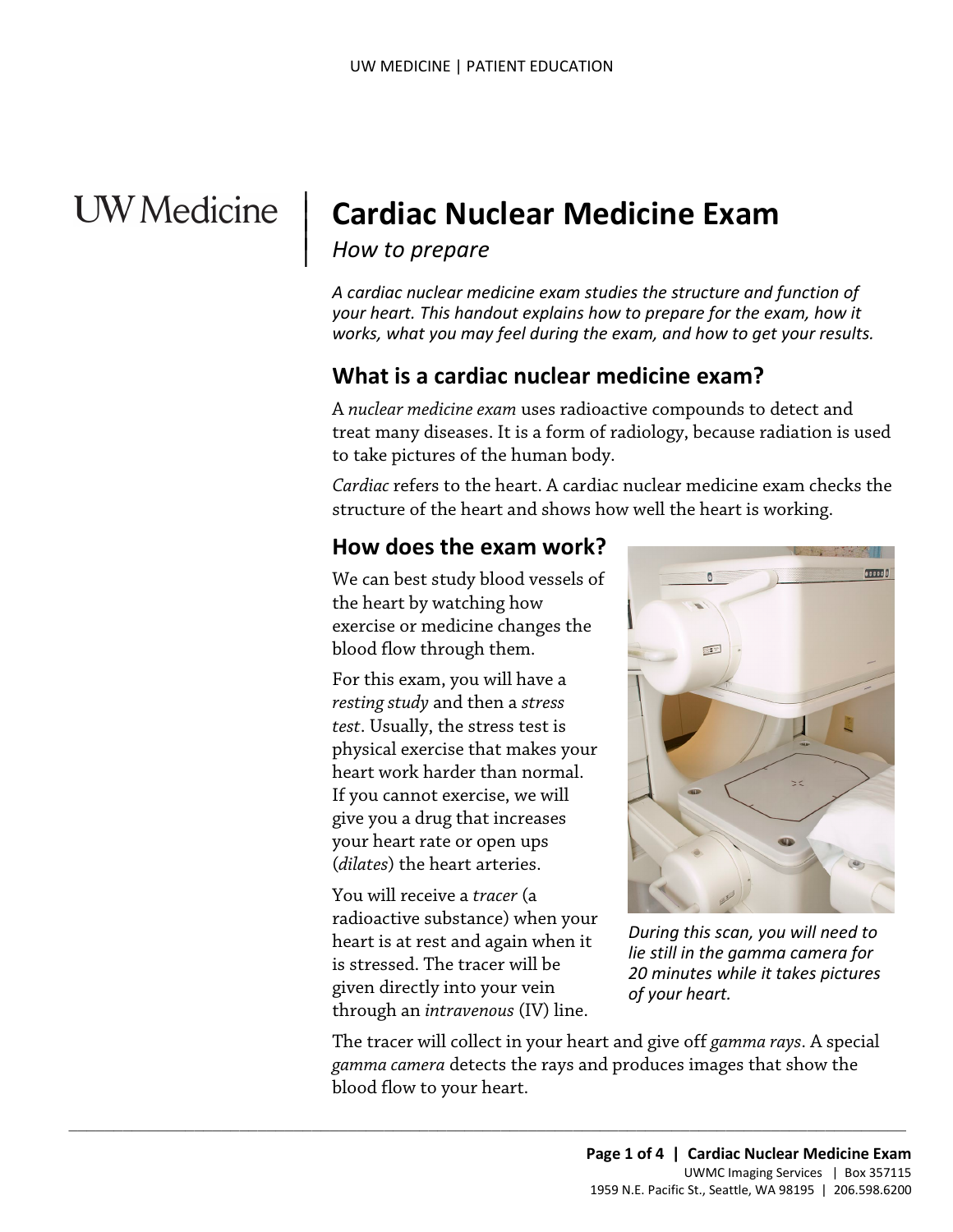# Cardiac Nuclear Medicine Exam

*How to prepare*

*A cardiac nuclear medicine exam studies the structure and function of your heart. This handout explains how to prepare for the exam, how it works, what you may feel during the exam, and how to get your results.*

## What is a cardiac nuclear medicine exam?

A *nuclear medicine exam* uses radioactive compounds to detect and treat many diseases. It is a form of radiology, because radiation is used to take pictures of the human body.

*Cardiac* refers to the heart. A cardiac nuclear medicine exam checks the structure of the heart and shows how well the heart is working.

## How does the exam work?

We can best study blood vessels of the heart by watching how exercise or medicine changes the blood flow through them.

For this exam, you will have a *resting study* and then a *stress test*. Usually, the stress test is physical exercise that makes your heart work harder than normal. If you cannot exercise, we will give you a drug that increases your heart rate or open ups (*dilates*) the heart arteries.

You will receive a *tracer* (a radioactive substance) when your heart is at rest and again when it is stressed. The tracer will be given directly into your vein through an *intravenous* (IV) line.

*During this scan, you will need to lie still in the gamma camera for 20 minutes while it takes pictures of your heart.*

The tracer will collect in your heart and give off *gamma rays*. A special *gamma camera* detects the rays and produces images that show the blood flow to your heart.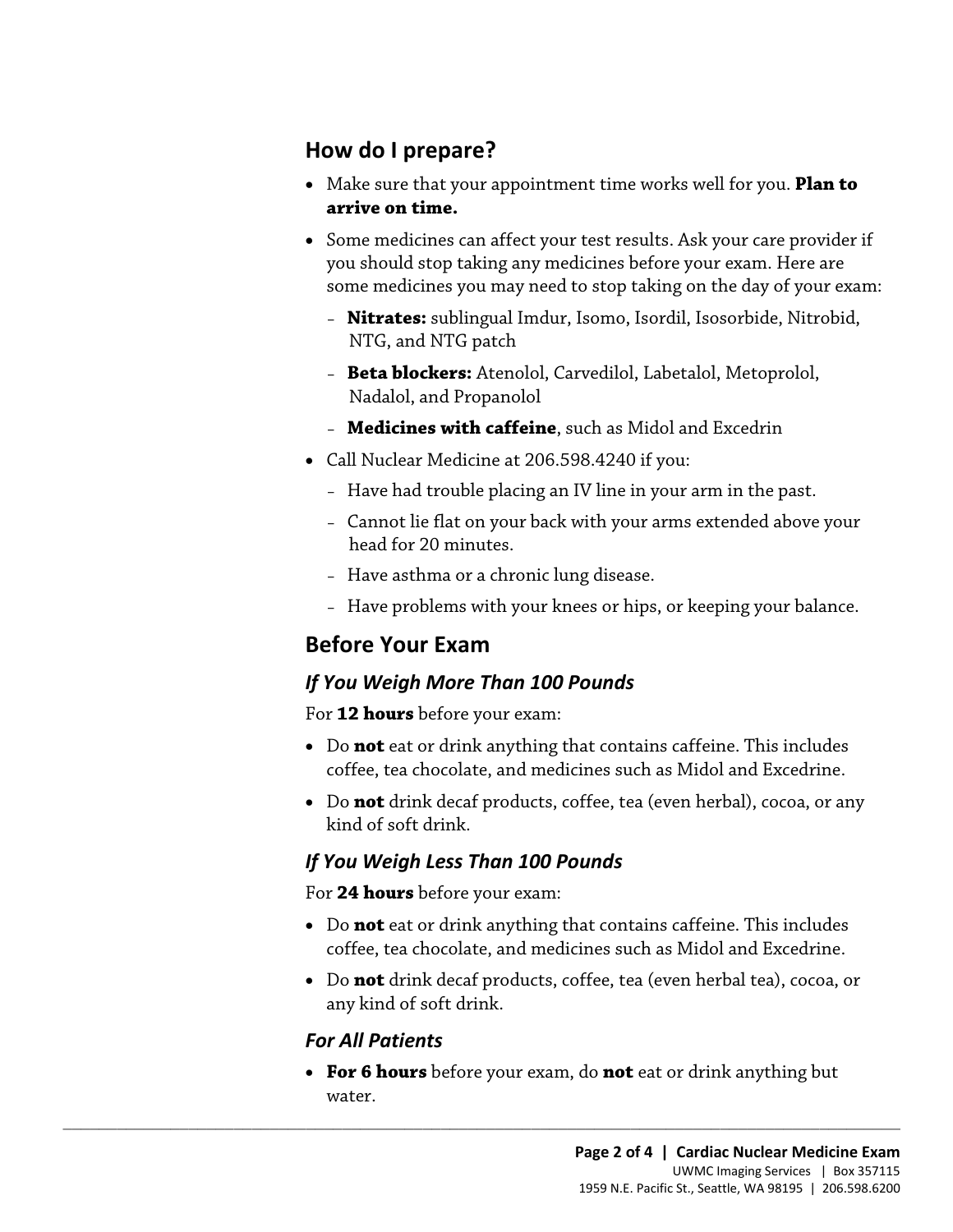## How do I prepare?

- Make sure that your appointment time works well for you. **Plan to arrive on time.**
- Some medicines can affect your test results. Ask your care provider if you should stop taking any medicines before your exam. Here are some medicines you may need to stop taking on the day of your exam:
  - **Nitrates:** sublingual Imdur, Isomo, Isordil, Isosorbide, Nitrobid, NTG, and NTG patch
  - **Beta blockers:** Atenolol, Carvedilol, Labetalol, Metoprolol, Nadalol, and Propanolol
  - **Medicines with caffeine**, such as Midol and Excedrin
- Call Nuclear Medicine at 206.598.4240 if you:
  - Have had trouble placing an IV line in your arm in the past.
  - Cannot lie flat on your back with your arms extended above your head for 20 minutes.
  - Have asthma or a chronic lung disease.
  - Have problems with your knees or hips, or keeping your balance.

## Before Your Exam

### *If You Weigh More Than 100 Pounds*

For **12 hours** before your exam:

- Do **not** eat or drink anything that contains caffeine. This includes coffee, tea chocolate, and medicines such as Midol and Excedrine.
- Do **not** drink decaf products, coffee, tea (even herbal), cocoa, or any kind of soft drink.

### *If You Weigh Less Than 100 Pounds*

For **24 hours** before your exam:

- Do **not** eat or drink anything that contains caffeine. This includes coffee, tea chocolate, and medicines such as Midol and Excedrine.
- Do **not** drink decaf products, coffee, tea (even herbal tea), cocoa, or any kind of soft drink.

### *For All Patients*

- **For 6 hours** before your exam, do **not** eat or drink anything but water.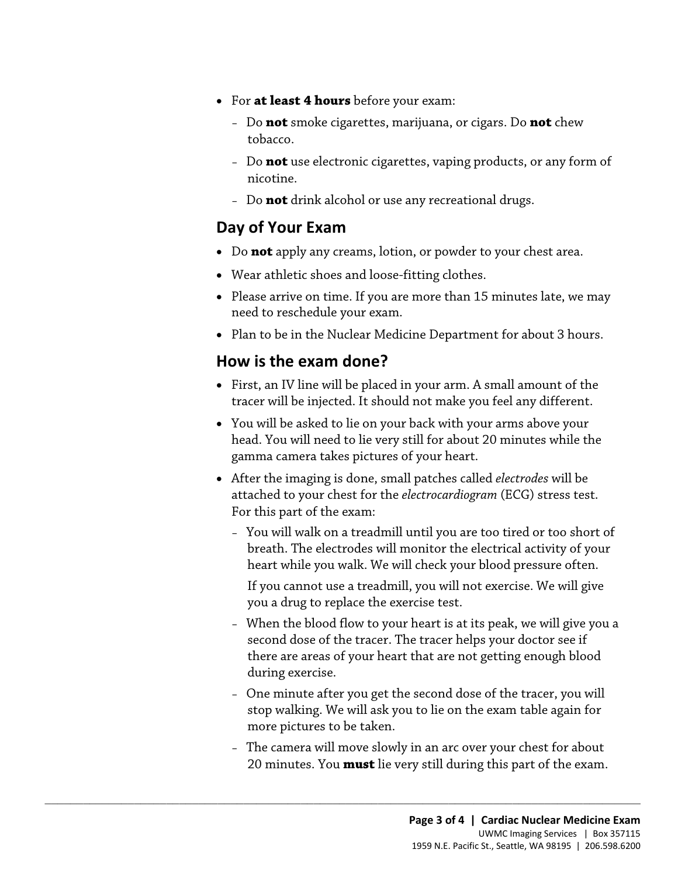- For **at least 4 hours** before your exam:
  - Do **not** smoke cigarettes, marijuana, or cigars. Do **not** chew tobacco.
  - Do **not** use electronic cigarettes, vaping products, or any form of nicotine.
  - Do **not** drink alcohol or use any recreational drugs.

## Day of Your Exam

- Do **not** apply any creams, lotion, or powder to your chest area.
- Wear athletic shoes and loose-fitting clothes.
- Please arrive on time. If you are more than 15 minutes late, we may need to reschedule your exam.
- Plan to be in the Nuclear Medicine Department for about 3 hours.

## How is the exam done?

- First, an IV line will be placed in your arm. A small amount of the tracer will be injected. It should not make you feel any different.
- You will be asked to lie on your back with your arms above your head. You will need to lie very still for about 20 minutes while the gamma camera takes pictures of your heart.
- After the imaging is done, small patches called *electrodes* will be attached to your chest for the *electrocardiogram* (ECG) stress test. For this part of the exam:
  - You will walk on a treadmill until you are too tired or too short of breath. The electrodes will monitor the electrical activity of your heart while you walk. We will check your blood pressure often.

    If you cannot use a treadmill, you will not exercise. We will give you a drug to replace the exercise test.
  - When the blood flow to your heart is at its peak, we will give you a second dose of the tracer. The tracer helps your doctor see if there are areas of your heart that are not getting enough blood during exercise.
  - One minute after you get the second dose of the tracer, you will stop walking. We will ask you to lie on the exam table again for more pictures to be taken.
  - The camera will move slowly in an arc over your chest for about 20 minutes. You **must** lie very still during this part of the exam.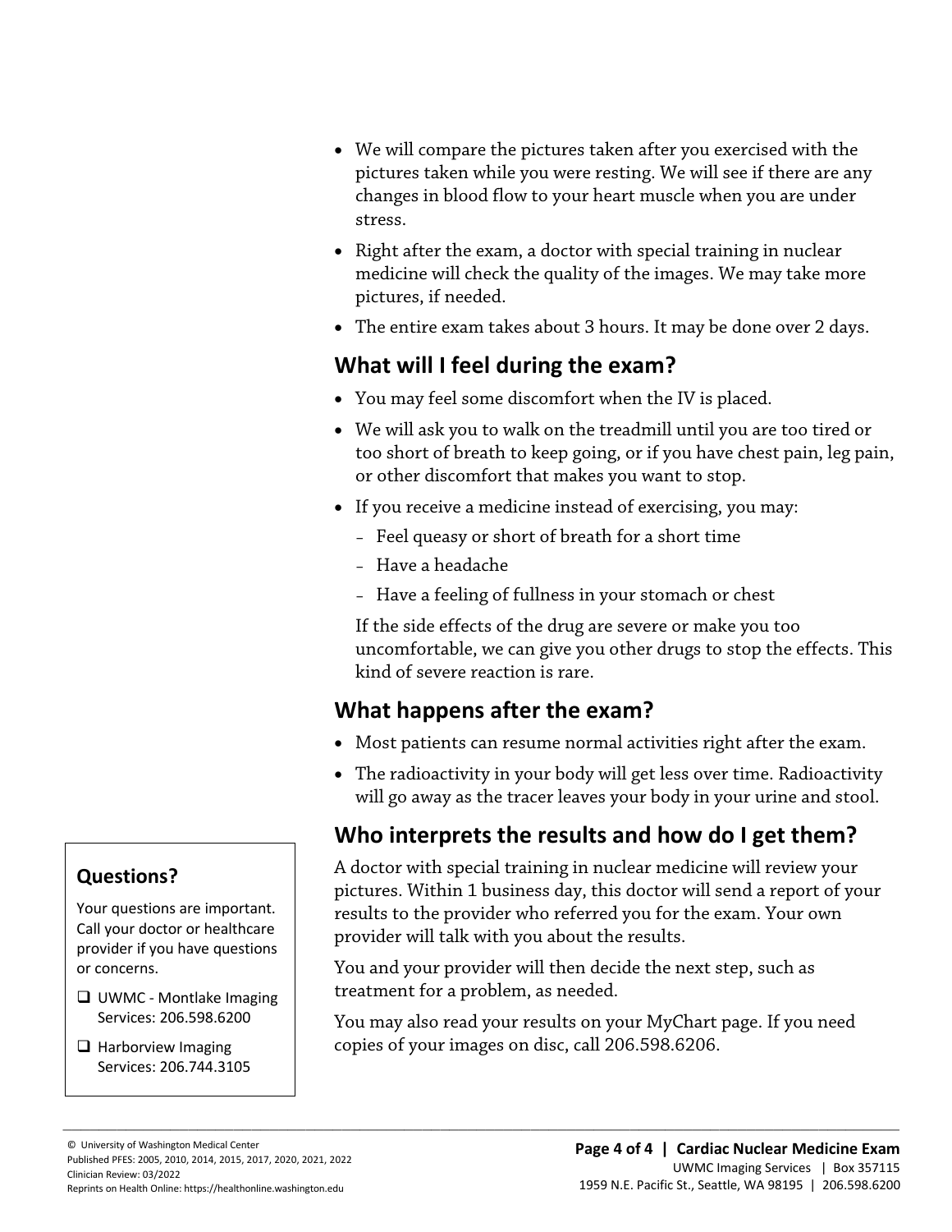- We will compare the pictures taken after you exercised with the pictures taken while you were resting. We will see if there are any changes in blood flow to your heart muscle when you are under stress.
- Right after the exam, a doctor with special training in nuclear medicine will check the quality of the images. We may take more pictures, if needed.
- The entire exam takes about 3 hours. It may be done over 2 days.

## What will I feel during the exam?

- You may feel some discomfort when the IV is placed.
- We will ask you to walk on the treadmill until you are too tired or too short of breath to keep going, or if you have chest pain, leg pain, or other discomfort that makes you want to stop.
- If you receive a medicine instead of exercising, you may:
  - Feel queasy or short of breath for a short time
  - Have a headache
  - Have a feeling of fullness in your stomach or chest

  If the side effects of the drug are severe or make you too uncomfortable, we can give you other drugs to stop the effects. This kind of severe reaction is rare.

## What happens after the exam?

- Most patients can resume normal activities right after the exam.
- The radioactivity in your body will get less over time. Radioactivity will go away as the tracer leaves your body in your urine and stool.

## Who interprets the results and how do I get them?

A doctor with special training in nuclear medicine will review your pictures. Within 1 business day, this doctor will send a report of your results to the provider who referred you for the exam. Your own provider will talk with you about the results.

You and your provider will then decide the next step, such as treatment for a problem, as needed.

You may also read your results on your MyChart page. If you need copies of your images on disc, call 206.598.6206.

### Questions?

Your questions are important. Call your doctor or healthcare provider if you have questions or concerns.

- ☐ UWMC - Montlake Imaging Services: 206.598.6200
- ☐ Harborview Imaging Services: 206.744.3105

© University of Washington Medical Center
Published PFES: 2005, 2010, 2014, 2015, 2017, 2020, 2021, 2022
Clinician Review: 03/2022
Reprints on Health Online: https://healthonline.washington.edu